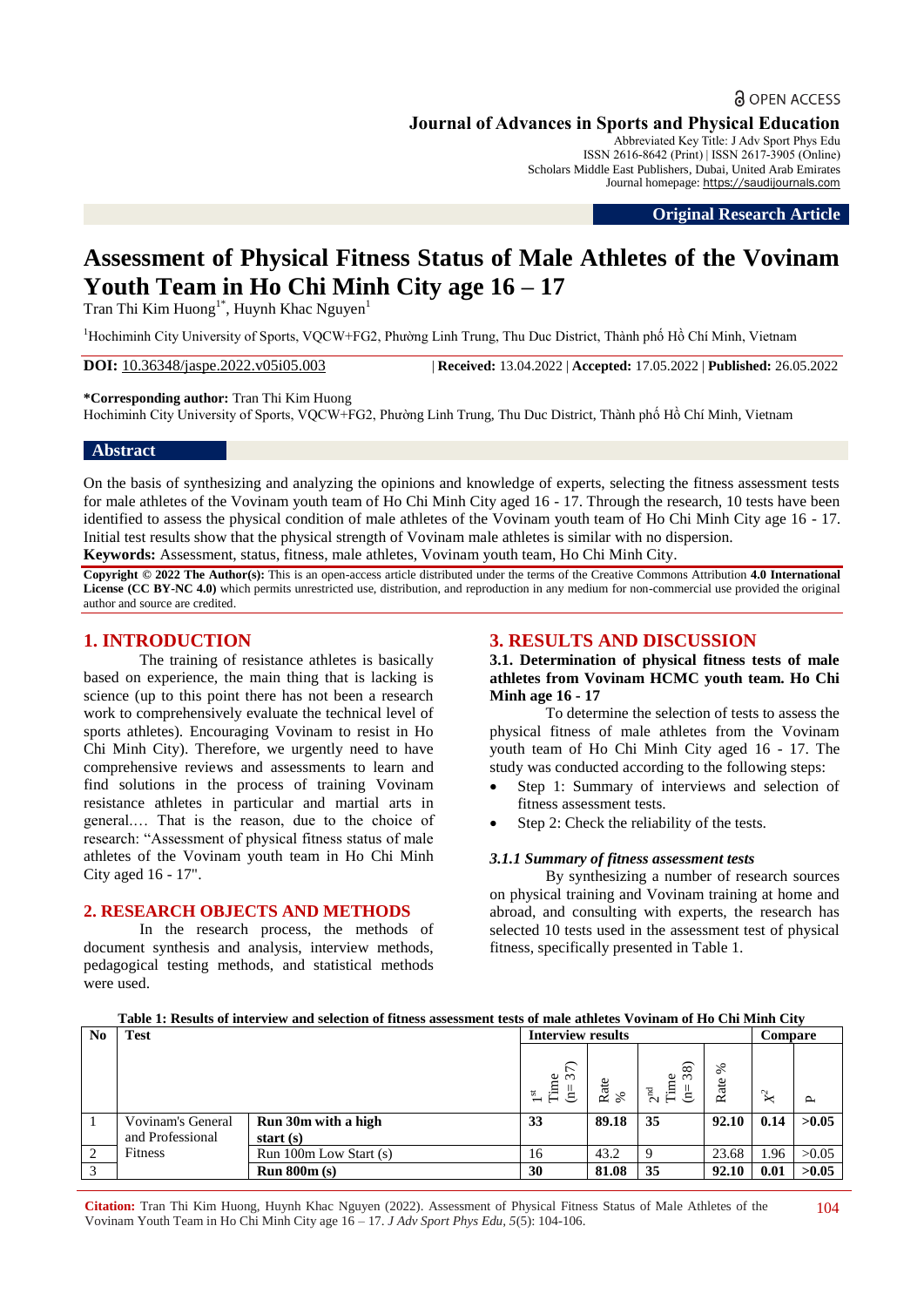OPEN ACCESS

**Journal of Advances in Sports and Physical Education**
Abbreviated Key Title: J Adv Sport Phys Edu
ISSN 2616-8642 (Print) | ISSN 2617-3905 (Online)
Scholars Middle East Publishers, Dubai, United Arab Emirates
Journal homepage: https://saudijournals.com

**Original Research Article**

# Assessment of Physical Fitness Status of Male Athletes of the Vovinam Youth Team in Ho Chi Minh City age 16 – 17

Tran Thi Kim Huong[1*], Huynh Khac Nguyen[1]

[1]Hochiminh City University of Sports, VQCW+FG2, Phường Linh Trung, Thu Duc District, Thành phố Hồ Chí Minh, Vietnam

**DOI:** 10.36348/jaspe.2022.v05i05.003 | **Received:** 13.04.2022 | **Accepted:** 17.05.2022 | **Published:** 26.05.2022

**\*Corresponding author:** Tran Thi Kim Huong
Hochiminh City University of Sports, VQCW+FG2, Phường Linh Trung, Thu Duc District, Thành phố Hồ Chí Minh, Vietnam

## Abstract

On the basis of synthesizing and analyzing the opinions and knowledge of experts, selecting the fitness assessment tests for male athletes of the Vovinam youth team of Ho Chi Minh City aged 16 - 17. Through the research, 10 tests have been identified to assess the physical condition of male athletes of the Vovinam youth team of Ho Chi Minh City age 16 - 17. Initial test results show that the physical strength of Vovinam male athletes is similar with no dispersion.

**Keywords:** Assessment, status, fitness, male athletes, Vovinam youth team, Ho Chi Minh City.

**Copyright © 2022 The Author(s):** This is an open-access article distributed under the terms of the Creative Commons Attribution **4.0 International License (CC BY-NC 4.0)** which permits unrestricted use, distribution, and reproduction in any medium for non-commercial use provided the original author and source are credited.

## 1. INTRODUCTION

The training of resistance athletes is basically based on experience, the main thing that is lacking is science (up to this point there has not been a research work to comprehensively evaluate the technical level of sports athletes). Encouraging Vovinam to resist in Ho Chi Minh City). Therefore, we urgently need to have comprehensive reviews and assessments to learn and find solutions in the process of training Vovinam resistance athletes in particular and martial arts in general.… That is the reason, due to the choice of research: "Assessment of physical fitness status of male athletes of the Vovinam youth team in Ho Chi Minh City aged 16 - 17".

## 2. RESEARCH OBJECTS AND METHODS

In the research process, the methods of document synthesis and analysis, interview methods, pedagogical testing methods, and statistical methods were used.

## 3. RESULTS AND DISCUSSION

### 3.1. Determination of physical fitness tests of male athletes from Vovinam HCMC youth team. Ho Chi Minh age 16 - 17

To determine the selection of tests to assess the physical fitness of male athletes from the Vovinam youth team of Ho Chi Minh City aged 16 - 17. The study was conducted according to the following steps:

- Step 1: Summary of interviews and selection of fitness assessment tests.
- Step 2: Check the reliability of the tests.

#### *3.1.1 Summary of fitness assessment tests*

By synthesizing a number of research sources on physical training and Vovinam training at home and abroad, and consulting with experts, the research has selected 10 tests used in the assessment test of physical fitness, specifically presented in Table 1.

**Table 1: Results of interview and selection of fitness assessment tests of male athletes Vovinam of Ho Chi Minh City**

| No | Test | | Interview results | | | | Compare | |
|---|---|---|---|---|---|---|---|---|
| | | | 1st Time (n= 37) | Rate % | 2nd Time (n= 38) | Rate % | $X^2$ | P |
| 1 | Vovinam's General and Professional Fitness | **Run 30m with a high start (s)** | **33** | **89.18** | **35** | **92.10** | **0.14** | **>0.05** |
| 2 | | Run 100m Low Start (s) | 16 | 43.2 | 9 | 23.68 | 1.96 | >0.05 |
| 3 | | **Run 800m (s)** | **30** | **81.08** | **35** | **92.10** | **0.01** | **>0.05** |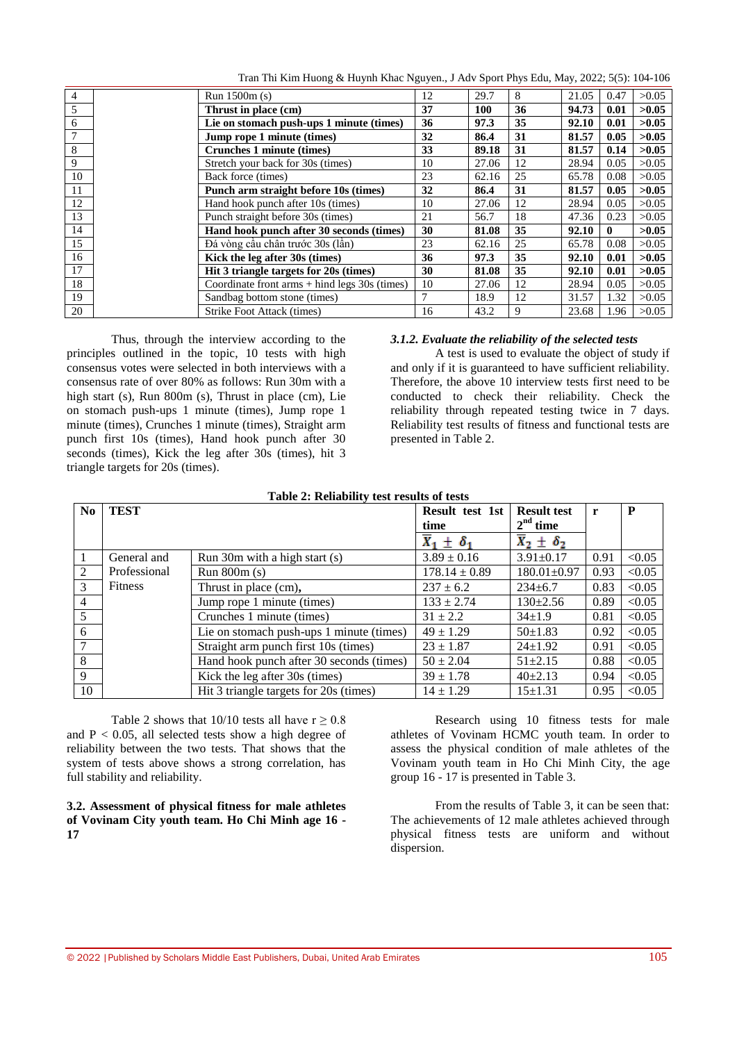| 4 | | Run 1500m (s) | 12 | 29.7 | 8 | 21.05 | 0.47 | >0.05 |
|---|---|---|---|---|---|---|---|---|
| 5 | | **Thrust in place (cm)** | **37** | **100** | **36** | **94.73** | **0.01** | **>0.05** |
| 6 | | **Lie on stomach push-ups 1 minute (times)** | **36** | **97.3** | **35** | **92.10** | **0.01** | **>0.05** |
| 7 | | **Jump rope 1 minute (times)** | **32** | **86.4** | **31** | **81.57** | **0.05** | **>0.05** |
| 8 | | **Crunches 1 minute (times)** | **33** | **89.18** | **31** | **81.57** | **0.14** | **>0.05** |
| 9 | | Stretch your back for 30s (times) | 10 | 27.06 | 12 | 28.94 | 0.05 | >0.05 |
| 10 | | Back force (times) | 23 | 62.16 | 25 | 65.78 | 0.08 | >0.05 |
| 11 | | **Punch arm straight before 10s (times)** | **32** | **86.4** | **31** | **81.57** | **0.05** | **>0.05** |
| 12 | | Hand hook punch after 10s (times) | 10 | 27.06 | 12 | 28.94 | 0.05 | >0.05 |
| 13 | | Punch straight before 30s (times) | 21 | 56.7 | 18 | 47.36 | 0.23 | >0.05 |
| 14 | | **Hand hook punch after 30 seconds (times)** | **30** | **81.08** | **35** | **92.10** | **0** | **>0.05** |
| 15 | | Đá vòng cầu chân trước 30s (lần) | 23 | 62.16 | 25 | 65.78 | 0.08 | >0.05 |
| 16 | | **Kick the leg after 30s (times)** | **36** | **97.3** | **35** | **92.10** | **0.01** | **>0.05** |
| 17 | | **Hit 3 triangle targets for 20s (times)** | **30** | **81.08** | **35** | **92.10** | **0.01** | **>0.05** |
| 18 | | Coordinate front arms + hind legs 30s (times) | 10 | 27.06 | 12 | 28.94 | 0.05 | >0.05 |
| 19 | | Sandbag bottom stone (times) | 7 | 18.9 | 12 | 31.57 | 1.32 | >0.05 |
| 20 | | Strike Foot Attack (times) | 16 | 43.2 | 9 | 23.68 | 1.96 | >0.05 |

Thus, through the interview according to the principles outlined in the topic, 10 tests with high consensus votes were selected in both interviews with a consensus rate of over 80% as follows: Run 30m with a high start (s), Run 800m (s), Thrust in place (cm), Lie on stomach push-ups 1 minute (times), Jump rope 1 minute (times), Crunches 1 minute (times), Straight arm punch first 10s (times), Hand hook punch after 30 seconds (times), Kick the leg after 30s (times), hit 3 triangle targets for 20s (times).

### *3.1.2. Evaluate the reliability of the selected tests*

A test is used to evaluate the object of study if and only if it is guaranteed to have sufficient reliability. Therefore, the above 10 interview tests first need to be conducted to check their reliability. Check the reliability through repeated testing twice in 7 days. Reliability test results of fitness and functional tests are presented in Table 2.

**Table 2: Reliability test results of tests**

| No | TEST | | Result test 1st time | Result test $2^{nd}$ time | r | P |
|---|---|---|---|---|---|---|
| | | | $\overline{X}_1 \pm \delta_1$ | $\overline{X}_2 \pm \delta_2$ | | |
| 1 | General and Professional Fitness | Run 30m with a high start (s) | 3.89 ± 0.16 | 3.91±0.17 | 0.91 | <0.05 |
| 2 | | Run 800m (s) | 178.14 ± 0.89 | 180.01±0.97 | 0.93 | <0.05 |
| 3 | | Thrust in place (cm), | 237 ± 6.2 | 234±6.7 | 0.83 | <0.05 |
| 4 | | Jump rope 1 minute (times) | 133 ± 2.74 | 130±2.56 | 0.89 | <0.05 |
| 5 | | Crunches 1 minute (times) | 31 ± 2.2 | 34±1.9 | 0.81 | <0.05 |
| 6 | | Lie on stomach push-ups 1 minute (times) | 49 ± 1.29 | 50±1.83 | 0.92 | <0.05 |
| 7 | | Straight arm punch first 10s (times) | 23 ± 1.87 | 24±1.92 | 0.91 | <0.05 |
| 8 | | Hand hook punch after 30 seconds (times) | 50 ± 2.04 | 51±2.15 | 0.88 | <0.05 |
| 9 | | Kick the leg after 30s (times) | 39 ± 1.78 | 40±2.13 | 0.94 | <0.05 |
| 10 | | Hit 3 triangle targets for 20s (times) | 14 ± 1.29 | 15±1.31 | 0.95 | <0.05 |

Table 2 shows that 10/10 tests all have $r \geq 0.8$ and $P < 0.05$, all selected tests show a high degree of reliability between the two tests. That shows that the system of tests above shows a strong correlation, has full stability and reliability.

### 3.2. Assessment of physical fitness for male athletes of Vovinam City youth team. Ho Chi Minh age 16 - 17

Research using 10 fitness tests for male athletes of Vovinam HCMC youth team. In order to assess the physical condition of male athletes of the Vovinam youth team in Ho Chi Minh City, the age group 16 - 17 is presented in Table 3.

From the results of Table 3, it can be seen that: The achievements of 12 male athletes achieved through physical fitness tests are uniform and without dispersion.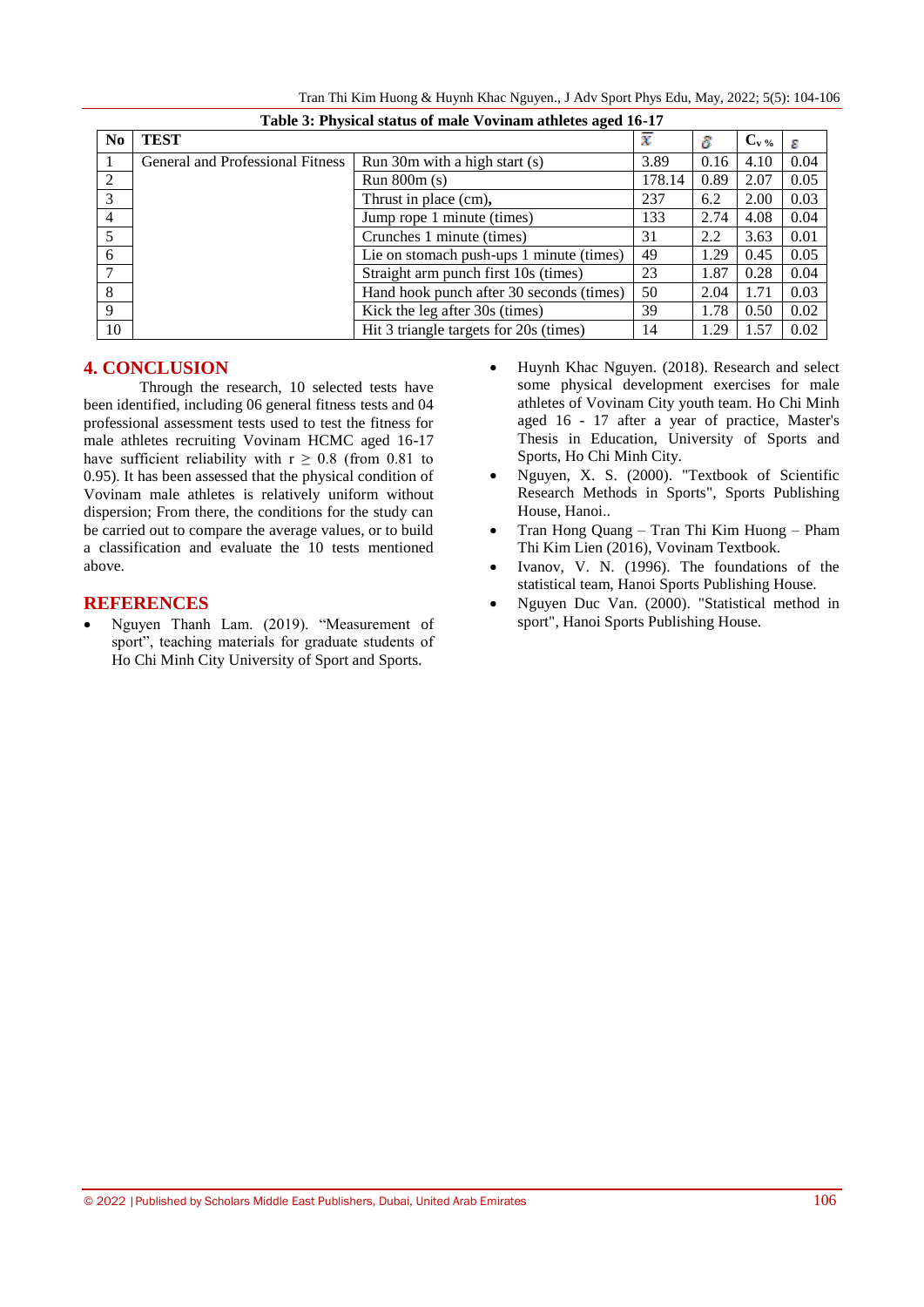Table 3: Physical status of male Vovinam athletes aged 16-17

| No | TEST | | $\bar{x}$ | $\delta$ | $C_{v\%}$ | $\varepsilon$ |
|---|---|---|---|---|---|---|
| 1 | General and Professional Fitness | Run 30m with a high start (s) | 3.89 | 0.16 | 4.10 | 0.04 |
| 2 | | Run 800m (s) | 178.14 | 0.89 | 2.07 | 0.05 |
| 3 | | Thrust in place (cm), | 237 | 6.2 | 2.00 | 0.03 |
| 4 | | Jump rope 1 minute (times) | 133 | 2.74 | 4.08 | 0.04 |
| 5 | | Crunches 1 minute (times) | 31 | 2.2 | 3.63 | 0.01 |
| 6 | | Lie on stomach push-ups 1 minute (times) | 49 | 1.29 | 0.45 | 0.05 |
| 7 | | Straight arm punch first 10s (times) | 23 | 1.87 | 0.28 | 0.04 |
| 8 | | Hand hook punch after 30 seconds (times) | 50 | 2.04 | 1.71 | 0.03 |
| 9 | | Kick the leg after 30s (times) | 39 | 1.78 | 0.50 | 0.02 |
| 10 | | Hit 3 triangle targets for 20s (times) | 14 | 1.29 | 1.57 | 0.02 |

## 4. CONCLUSION

Through the research, 10 selected tests have been identified, including 06 general fitness tests and 04 professional assessment tests used to test the fitness for male athletes recruiting Vovinam HCMC aged 16-17 have sufficient reliability with $r \geq 0.8$ (from 0.81 to 0.95). It has been assessed that the physical condition of Vovinam male athletes is relatively uniform without dispersion; From there, the conditions for the study can be carried out to compare the average values, or to build a classification and evaluate the 10 tests mentioned above.

## REFERENCES

- Nguyen Thanh Lam. (2019). "Measurement of sport", teaching materials for graduate students of Ho Chi Minh City University of Sport and Sports.
- Huynh Khac Nguyen. (2018). Research and select some physical development exercises for male athletes of Vovinam City youth team. Ho Chi Minh aged 16 - 17 after a year of practice, Master's Thesis in Education, University of Sports and Sports, Ho Chi Minh City.
- Nguyen, X. S. (2000). "Textbook of Scientific Research Methods in Sports", Sports Publishing House, Hanoi..
- Tran Hong Quang – Tran Thi Kim Huong – Pham Thi Kim Lien (2016), Vovinam Textbook.
- Ivanov, V. N. (1996). The foundations of the statistical team, Hanoi Sports Publishing House.
- Nguyen Duc Van. (2000). "Statistical method in sport", Hanoi Sports Publishing House.